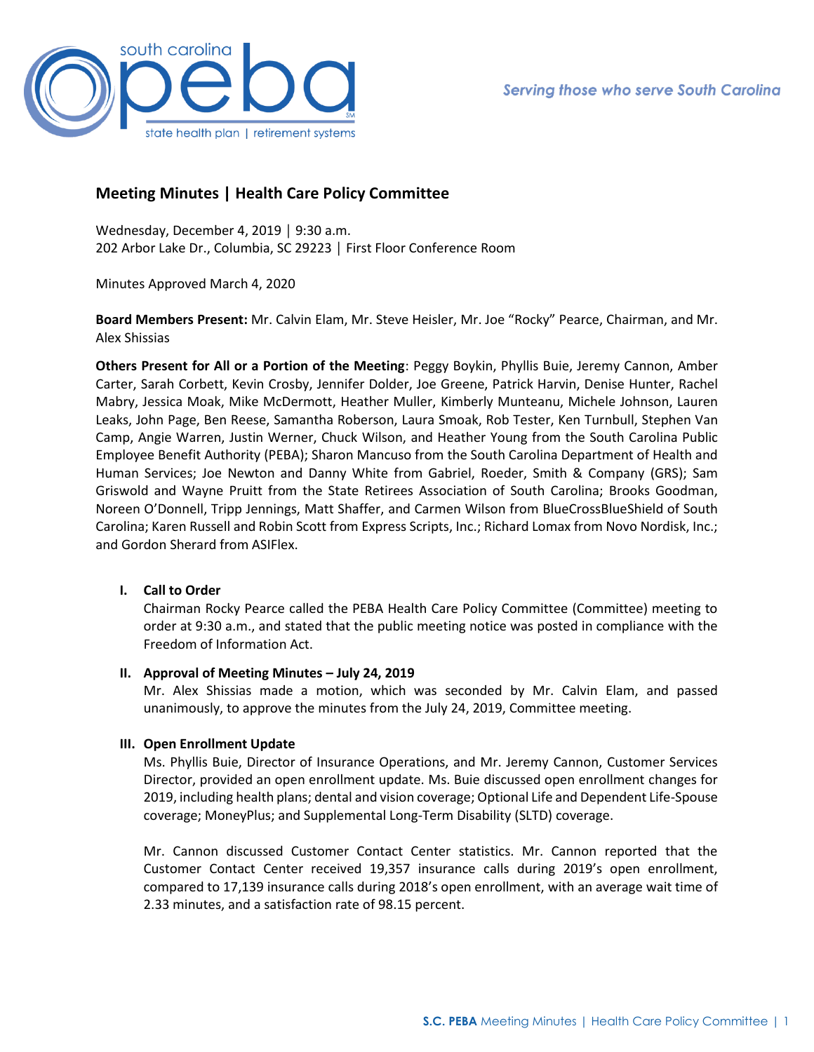# Meeting Minutes | Health Care Policy Committee

Wednesday, December 4, 2019 │ 9:30 a.m.
202 Arbor Lake Dr., Columbia, SC 29223 │ First Floor Conference Room

Minutes Approved March 4, 2020

**Board Members Present:** Mr. Calvin Elam, Mr. Steve Heisler, Mr. Joe "Rocky" Pearce, Chairman, and Mr. Alex Shissias

**Others Present for All or a Portion of the Meeting**: Peggy Boykin, Phyllis Buie, Jeremy Cannon, Amber Carter, Sarah Corbett, Kevin Crosby, Jennifer Dolder, Joe Greene, Patrick Harvin, Denise Hunter, Rachel Mabry, Jessica Moak, Mike McDermott, Heather Muller, Kimberly Munteanu, Michele Johnson, Lauren Leaks, John Page, Ben Reese, Samantha Roberson, Laura Smoak, Rob Tester, Ken Turnbull, Stephen Van Camp, Angie Warren, Justin Werner, Chuck Wilson, and Heather Young from the South Carolina Public Employee Benefit Authority (PEBA); Sharon Mancuso from the South Carolina Department of Health and Human Services; Joe Newton and Danny White from Gabriel, Roeder, Smith & Company (GRS); Sam Griswold and Wayne Pruitt from the State Retirees Association of South Carolina; Brooks Goodman, Noreen O'Donnell, Tripp Jennings, Matt Shaffer, and Carmen Wilson from BlueCrossBlueShield of South Carolina; Karen Russell and Robin Scott from Express Scripts, Inc.; Richard Lomax from Novo Nordisk, Inc.; and Gordon Sherard from ASIFlex.

## I. Call to Order

Chairman Rocky Pearce called the PEBA Health Care Policy Committee (Committee) meeting to order at 9:30 a.m., and stated that the public meeting notice was posted in compliance with the Freedom of Information Act.

## II. Approval of Meeting Minutes – July 24, 2019

Mr. Alex Shissias made a motion, which was seconded by Mr. Calvin Elam, and passed unanimously, to approve the minutes from the July 24, 2019, Committee meeting.

## III. Open Enrollment Update

Ms. Phyllis Buie, Director of Insurance Operations, and Mr. Jeremy Cannon, Customer Services Director, provided an open enrollment update. Ms. Buie discussed open enrollment changes for 2019, including health plans; dental and vision coverage; Optional Life and Dependent Life-Spouse coverage; MoneyPlus; and Supplemental Long-Term Disability (SLTD) coverage.

Mr. Cannon discussed Customer Contact Center statistics. Mr. Cannon reported that the Customer Contact Center received 19,357 insurance calls during 2019's open enrollment, compared to 17,139 insurance calls during 2018's open enrollment, with an average wait time of 2.33 minutes, and a satisfaction rate of 98.15 percent.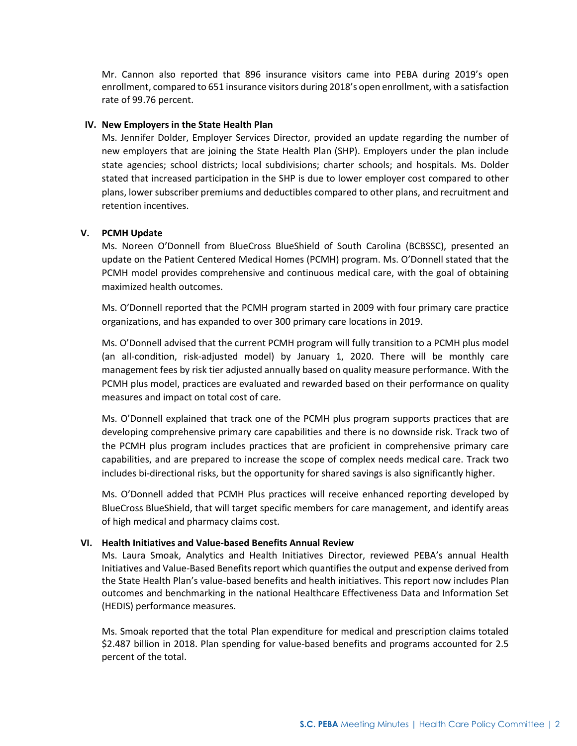Mr. Cannon also reported that 896 insurance visitors came into PEBA during 2019's open enrollment, compared to 651 insurance visitors during 2018's open enrollment, with a satisfaction rate of 99.76 percent.

## IV. New Employers in the State Health Plan

Ms. Jennifer Dolder, Employer Services Director, provided an update regarding the number of new employers that are joining the State Health Plan (SHP). Employers under the plan include state agencies; school districts; local subdivisions; charter schools; and hospitals. Ms. Dolder stated that increased participation in the SHP is due to lower employer cost compared to other plans, lower subscriber premiums and deductibles compared to other plans, and recruitment and retention incentives.

## V. PCMH Update

Ms. Noreen O'Donnell from BlueCross BlueShield of South Carolina (BCBSSC), presented an update on the Patient Centered Medical Homes (PCMH) program. Ms. O'Donnell stated that the PCMH model provides comprehensive and continuous medical care, with the goal of obtaining maximized health outcomes.

Ms. O'Donnell reported that the PCMH program started in 2009 with four primary care practice organizations, and has expanded to over 300 primary care locations in 2019.

Ms. O'Donnell advised that the current PCMH program will fully transition to a PCMH plus model (an all-condition, risk-adjusted model) by January 1, 2020. There will be monthly care management fees by risk tier adjusted annually based on quality measure performance. With the PCMH plus model, practices are evaluated and rewarded based on their performance on quality measures and impact on total cost of care.

Ms. O'Donnell explained that track one of the PCMH plus program supports practices that are developing comprehensive primary care capabilities and there is no downside risk. Track two of the PCMH plus program includes practices that are proficient in comprehensive primary care capabilities, and are prepared to increase the scope of complex needs medical care. Track two includes bi-directional risks, but the opportunity for shared savings is also significantly higher.

Ms. O'Donnell added that PCMH Plus practices will receive enhanced reporting developed by BlueCross BlueShield, that will target specific members for care management, and identify areas of high medical and pharmacy claims cost.

## VI. Health Initiatives and Value-based Benefits Annual Review

Ms. Laura Smoak, Analytics and Health Initiatives Director, reviewed PEBA's annual Health Initiatives and Value-Based Benefits report which quantifies the output and expense derived from the State Health Plan's value-based benefits and health initiatives. This report now includes Plan outcomes and benchmarking in the national Healthcare Effectiveness Data and Information Set (HEDIS) performance measures.

Ms. Smoak reported that the total Plan expenditure for medical and prescription claims totaled $2.487 billion in 2018. Plan spending for value-based benefits and programs accounted for 2.5 percent of the total.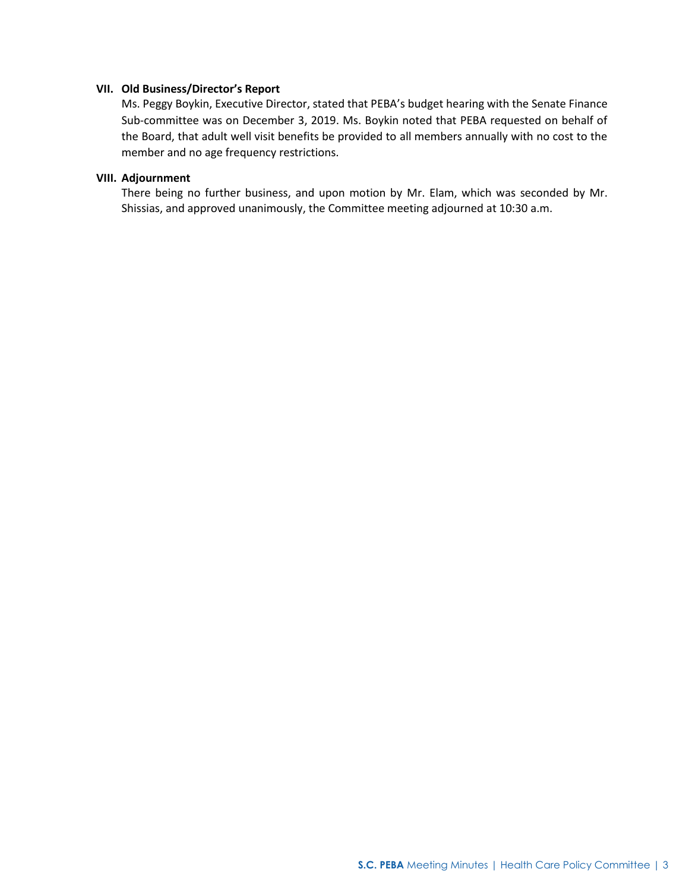**VII. Old Business/Director's Report**

Ms. Peggy Boykin, Executive Director, stated that PEBA's budget hearing with the Senate Finance Sub-committee was on December 3, 2019. Ms. Boykin noted that PEBA requested on behalf of the Board, that adult well visit benefits be provided to all members annually with no cost to the member and no age frequency restrictions.

**VIII. Adjournment**

There being no further business, and upon motion by Mr. Elam, which was seconded by Mr. Shissias, and approved unanimously, the Committee meeting adjourned at 10:30 a.m.